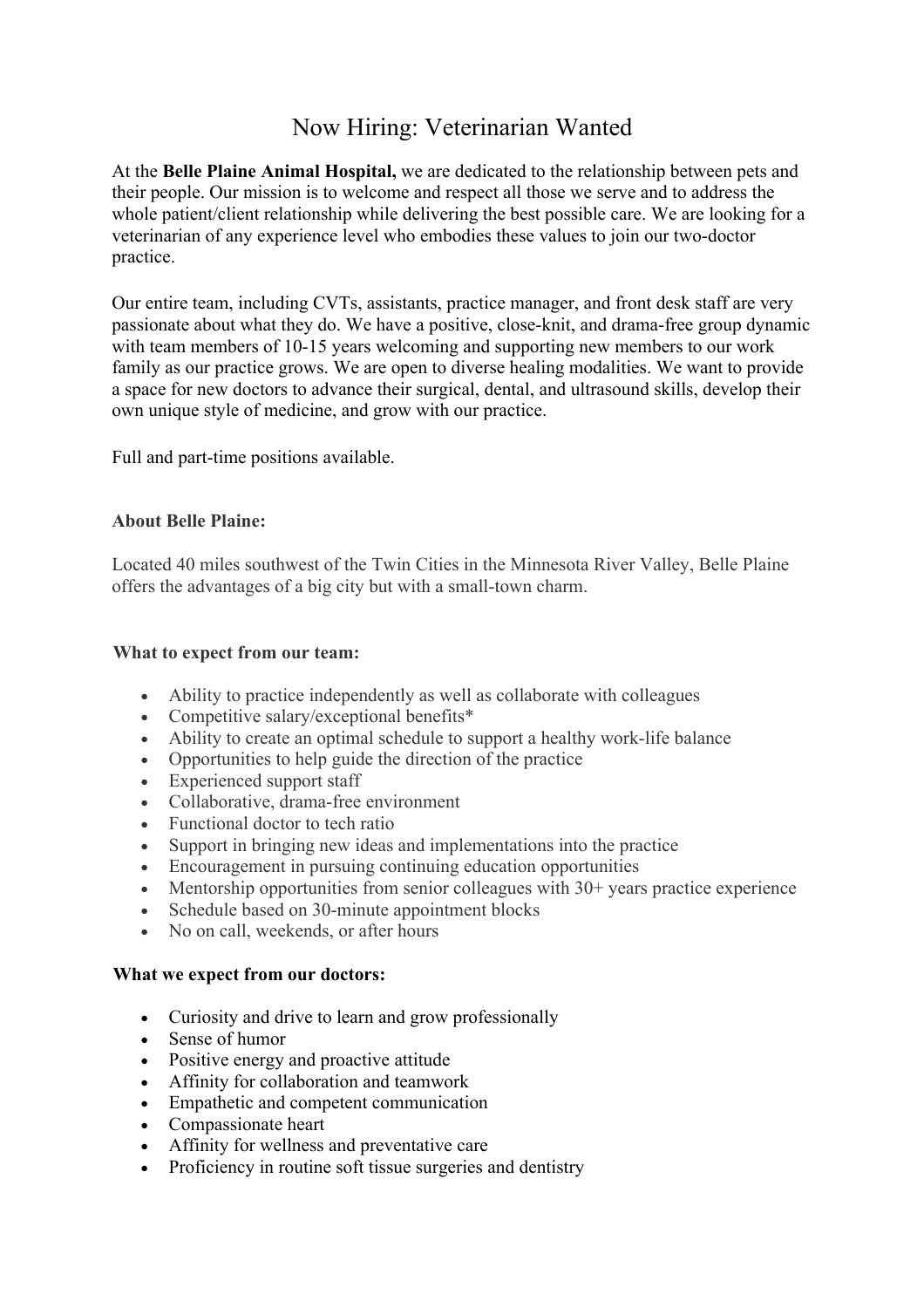# Now Hiring: Veterinarian Wanted

At the **Belle Plaine Animal Hospital,** we are dedicated to the relationship between pets and their people. Our mission is to welcome and respect all those we serve and to address the whole patient/client relationship while delivering the best possible care. We are looking for a veterinarian of any experience level who embodies these values to join our two-doctor practice.

Our entire team, including CVTs, assistants, practice manager, and front desk staff are very passionate about what they do. We have a positive, close-knit, and drama-free group dynamic with team members of 10-15 years welcoming and supporting new members to our work family as our practice grows. We are open to diverse healing modalities. We want to provide a space for new doctors to advance their surgical, dental, and ultrasound skills, develop their own unique style of medicine, and grow with our practice.

Full and part-time positions available.

**About Belle Plaine:**

Located 40 miles southwest of the Twin Cities in the Minnesota River Valley, Belle Plaine offers the advantages of a big city but with a small-town charm.

**What to expect from our team:**

- Ability to practice independently as well as collaborate with colleagues
- Competitive salary/exceptional benefits*
- Ability to create an optimal schedule to support a healthy work-life balance
- Opportunities to help guide the direction of the practice
- Experienced support staff
- Collaborative, drama-free environment
- Functional doctor to tech ratio
- Support in bringing new ideas and implementations into the practice
- Encouragement in pursuing continuing education opportunities
- Mentorship opportunities from senior colleagues with 30+ years practice experience
- Schedule based on 30-minute appointment blocks
- No on call, weekends, or after hours

**What we expect from our doctors:**

- Curiosity and drive to learn and grow professionally
- Sense of humor
- Positive energy and proactive attitude
- Affinity for collaboration and teamwork
- Empathetic and competent communication
- Compassionate heart
- Affinity for wellness and preventative care
- Proficiency in routine soft tissue surgeries and dentistry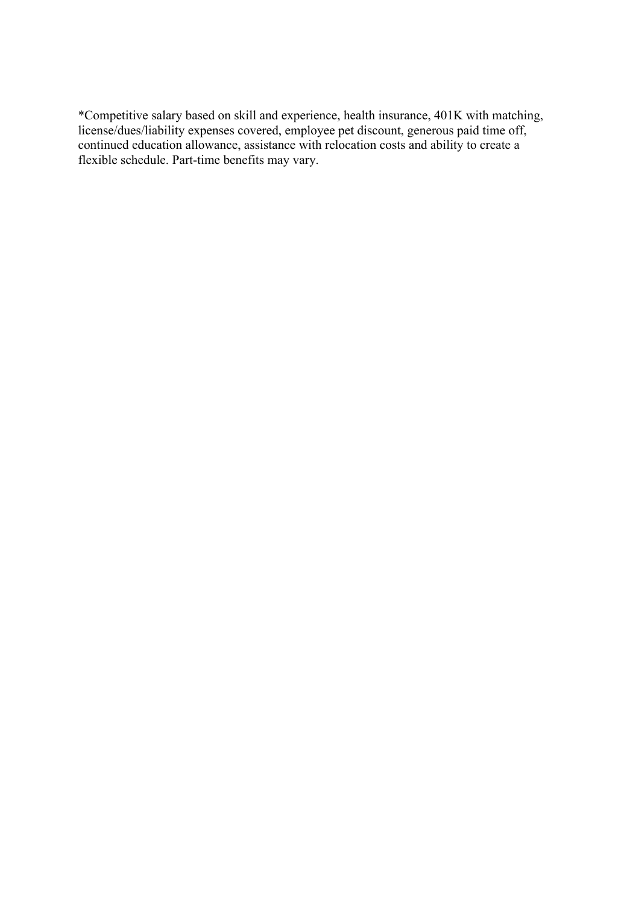*Competitive salary based on skill and experience, health insurance, 401K with matching, license/dues/liability expenses covered, employee pet discount, generous paid time off, continued education allowance, assistance with relocation costs and ability to create a flexible schedule. Part-time benefits may vary.